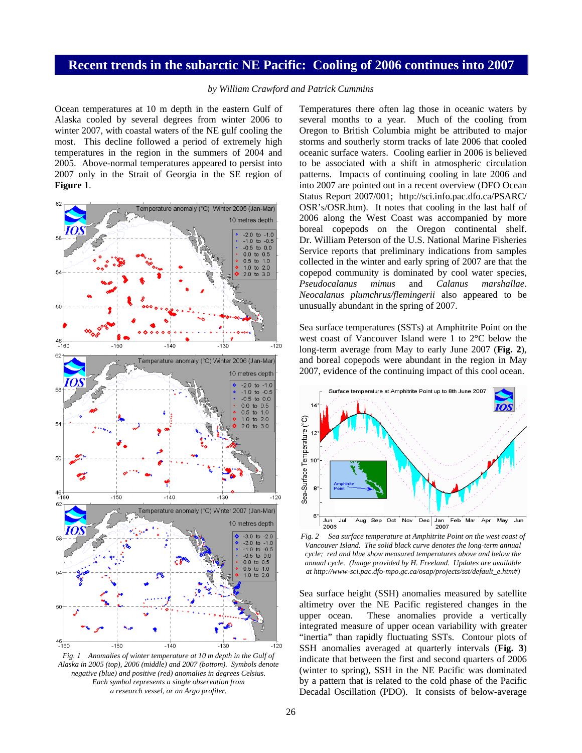# Recent trends in the subarctic NE Pacific: Cooling of 2006 continues into 2007

*by William Crawford and Patrick Cummins*

Ocean temperatures at 10 m depth in the eastern Gulf of Alaska cooled by several degrees from winter 2006 to winter 2007, with coastal waters of the NE gulf cooling the most. This decline followed a period of extremely high temperatures in the region in the summers of 2004 and 2005. Above-normal temperatures appeared to persist into 2007 only in the Strait of Georgia in the SE region of **Figure 1**.

*Fig. 1 Anomalies of winter temperature at 10 m depth in the Gulf of Alaska in 2005 (top), 2006 (middle) and 2007 (bottom). Symbols denote negative (blue) and positive (red) anomalies in degrees Celsius. Each symbol represents a single observation from a research vessel, or an Argo profiler.*

Temperatures there often lag those in oceanic waters by several months to a year. Much of the cooling from Oregon to British Columbia might be attributed to major storms and southerly storm tracks of late 2006 that cooled oceanic surface waters. Cooling earlier in 2006 is believed to be associated with a shift in atmospheric circulation patterns. Impacts of continuing cooling in late 2006 and into 2007 are pointed out in a recent overview (DFO Ocean Status Report 2007/001; http://sci.info.pac.dfo.ca/PSARC/OSR's/OSR.htm). It notes that cooling in the last half of 2006 along the West Coast was accompanied by more boreal copepods on the Oregon continental shelf. Dr. William Peterson of the U.S. National Marine Fisheries Service reports that preliminary indications from samples collected in the winter and early spring of 2007 are that the copepod community is dominated by cool water species, *Pseudocalanus mimus* and *Calanus marshallae*. *Neocalanus plumchrus/flemingerii* also appeared to be unusually abundant in the spring of 2007.

Sea surface temperatures (SSTs) at Amphitrite Point on the west coast of Vancouver Island were 1 to 2°C below the long-term average from May to early June 2007 (**Fig. 2**), and boreal copepods were abundant in the region in May 2007, evidence of the continuing impact of this cool ocean.

*Fig. 2 Sea surface temperature at Amphitrite Point on the west coast of Vancouver Island. The solid black curve denotes the long-term annual cycle; red and blue show measured temperatures above and below the annual cycle. (Image provided by H. Freeland. Updates are available at http://www-sci.pac.dfo-mpo.gc.ca/osap/projects/sst/default_e.htm#)*

Sea surface height (SSH) anomalies measured by satellite altimetry over the NE Pacific registered changes in the upper ocean. These anomalies provide a vertically integrated measure of upper ocean variability with greater "inertia" than rapidly fluctuating SSTs. Contour plots of SSH anomalies averaged at quarterly intervals (**Fig. 3**) indicate that between the first and second quarters of 2006 (winter to spring), SSH in the NE Pacific was dominated by a pattern that is related to the cold phase of the Pacific Decadal Oscillation (PDO). It consists of below-average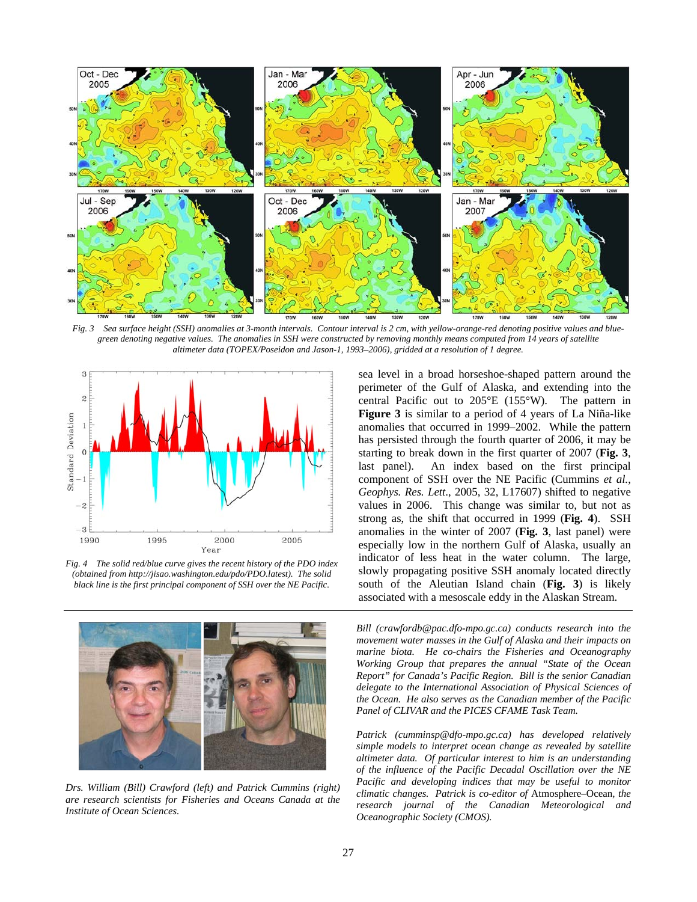Oct - Dec
2005

Jan - Mar
2006

Apr - Jun
2006

Jul - Sep
2006

Oct - Dec
2006

Jan - Mar
2007

*Fig. 3 Sea surface height (SSH) anomalies at 3-month intervals. Contour interval is 2 cm, with yellow-orange-red denoting positive values and blue-green denoting negative values. The anomalies in SSH were constructed by removing monthly means computed from 14 years of satellite altimeter data (TOPEX/Poseidon and Jason-1, 1993–2006), gridded at a resolution of 1 degree.*

Standard Deviation

Year

*Fig. 4 The solid red/blue curve gives the recent history of the PDO index (obtained from http://jisao.washington.edu/pdo/PDO.latest). The solid black line is the first principal component of SSH over the NE Pacific.*

sea level in a broad horseshoe-shaped pattern around the perimeter of the Gulf of Alaska, and extending into the central Pacific out to 205°E (155°W). The pattern in **Figure 3** is similar to a period of 4 years of La Niña-like anomalies that occurred in 1999–2002. While the pattern has persisted through the fourth quarter of 2006, it may be starting to break down in the first quarter of 2007 (**Fig. 3**, last panel). An index based on the first principal component of SSH over the NE Pacific (Cummins *et al.*, *Geophys. Res. Lett*., 2005, 32, L17607) shifted to negative values in 2006. This change was similar to, but not as strong as, the shift that occurred in 1999 (**Fig. 4**). SSH anomalies in the winter of 2007 (**Fig. 3**, last panel) were especially low in the northern Gulf of Alaska, usually an indicator of less heat in the water column. The large, slowly propagating positive SSH anomaly located directly south of the Aleutian Island chain (**Fig. 3**) is likely associated with a mesoscale eddy in the Alaskan Stream.

*Drs. William (Bill) Crawford (left) and Patrick Cummins (right) are research scientists for Fisheries and Oceans Canada at the Institute of Ocean Sciences.*

*Bill (crawfordb@pac.dfo-mpo.gc.ca) conducts research into the movement water masses in the Gulf of Alaska and their impacts on marine biota. He co-chairs the Fisheries and Oceanography Working Group that prepares the annual "State of the Ocean Report" for Canada's Pacific Region. Bill is the senior Canadian delegate to the International Association of Physical Sciences of the Ocean. He also serves as the Canadian member of the Pacific Panel of CLIVAR and the PICES CFAME Task Team.*

*Patrick (cumminsp@dfo-mpo.gc.ca) has developed relatively simple models to interpret ocean change as revealed by satellite altimeter data. Of particular interest to him is an understanding of the influence of the Pacific Decadal Oscillation over the NE Pacific and developing indices that may be useful to monitor climatic changes. Patrick is co-editor of* Atmosphere–Ocean, *the research journal of the Canadian Meteorological and Oceanographic Society (CMOS).*